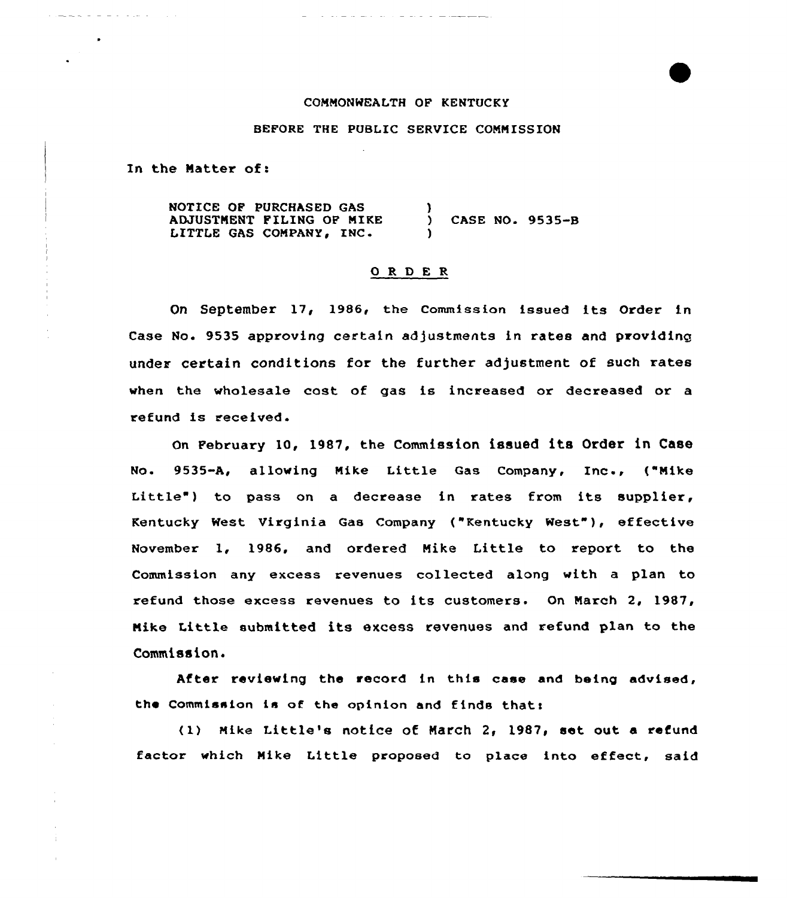COMMONWEALTH OF KENTUCKY

BEFORE THE PUBLIC SERVICE COMMISSION

In the Matter of:

| | | |
|---|---|---|
| NOTICE OF PURCHASED GAS ADJUSTMENT FILING OF MIKE LITTLE GAS COMPANY, INC. | ) ) ) | CASE NO. 9535-B |

## O R D E R

On September 17, 1986, the Commission issued its Order in Case No. 9535 approving certain adjustments in rates and providing under certain conditions for the further adjustment of such rates when the wholesale cost of gas is increased or decreased or a refund is received.

On February 10, 1987, the Commission issued its Order in Case No. 9535-A, allowing Mike Little Gas Company, Inc., ("Mike Little") to pass on a decrease in rates from its supplier, Kentucky West Virginia Gas Company ("Kentucky West"), effective November 1, 1986, and ordered Mike Little to report to the Commission any excess revenues collected along with a plan to refund those excess revenues to its customers. On March 2, 1987, Mike Little submitted its excess revenues and refund plan to the Commission.

After reviewing the record in this case and being advised, the Commission is of the opinion and finds that:

(1) Mike Little's notice of March 2, 1987, set out a refund factor which Mike Little proposed to place into effect, said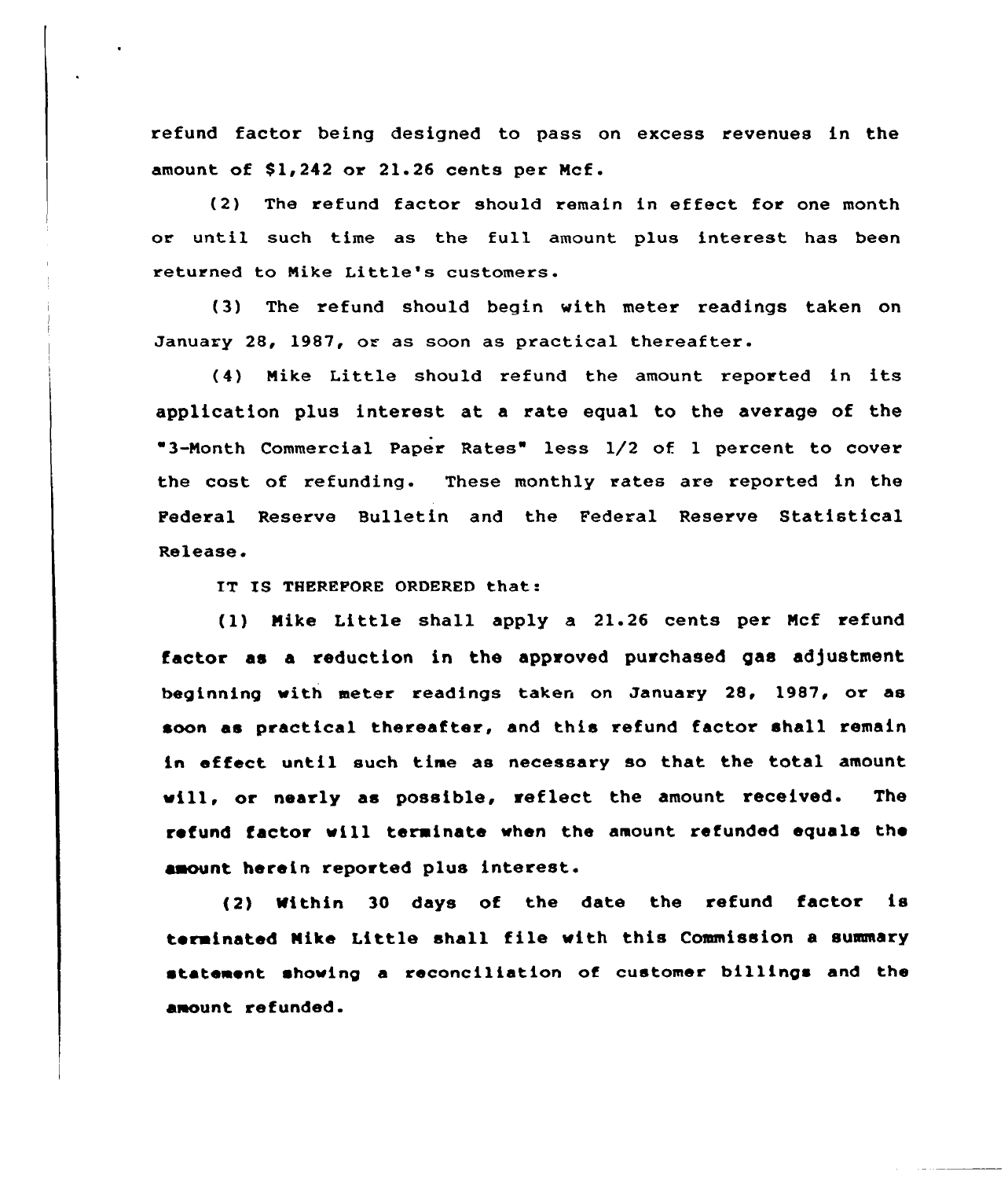refund factor being designed to pass on excess revenues in the amount of $1,242 or 21.26 cents per Mcf.

(2) The refund factor should remain in effect for one month or until such time as the full amount plus interest has been returned to Mike Little's customers.

(3) The refund should begin with meter readings taken on January 28, 1987, or as soon as practical thereafter.

(4) Mike Little should refund the amount reported in its application plus interest at a rate equal to the average of the "3-Month Commercial Paper Rates" less 1/2 of 1 percent to cover the cost of refunding. These monthly rates are reported in the Federal Reserve Bulletin and the Federal Reserve Statistical Release.

IT IS THEREFORE ORDERED that:

(1) Mike Little shall apply a 21.26 cents per Mcf refund factor as a reduction in the approved purchased gas adjustment beginning with meter readings taken on January 28, 1987, or as soon as practical thereafter, and this refund factor shall remain in effect until such time as necessary so that the total amount will, or nearly as possible, reflect the amount received. The refund factor will terminate when the amount refunded equals the amount herein reported plus interest.

(2) Within 30 days of the date the refund factor is terminated Mike Little shall file with this Commission a summary statement showing a reconciliation of customer billings and the amount refunded.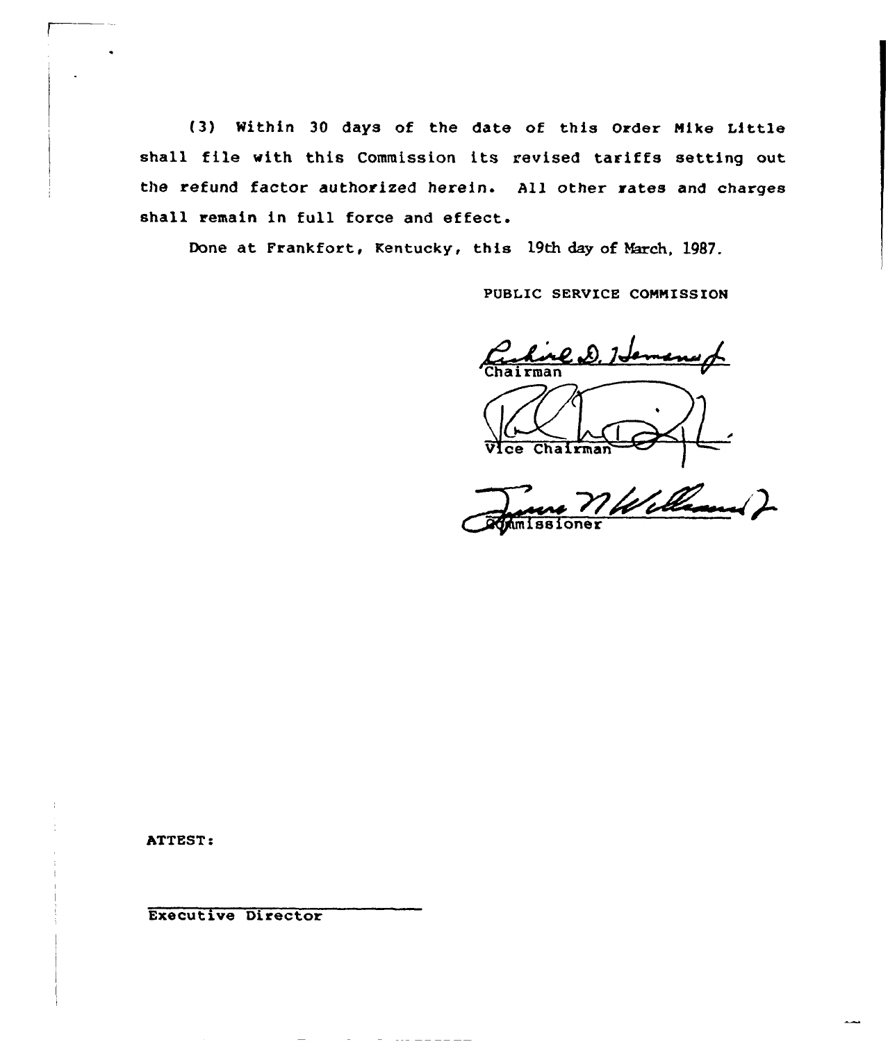(3) Within 30 days of the date of this Order Mike Little shall file with this Commission its revised tariffs setting out the refund factor authorized herein. All other rates and charges shall remain in full force and effect.

Done at Frankfort, Kentucky, this 19th day of March, 1987.

PUBLIC SERVICE COMMISSION

Chairman

Vice Chairman

Commissioner

ATTEST:

Executive Director